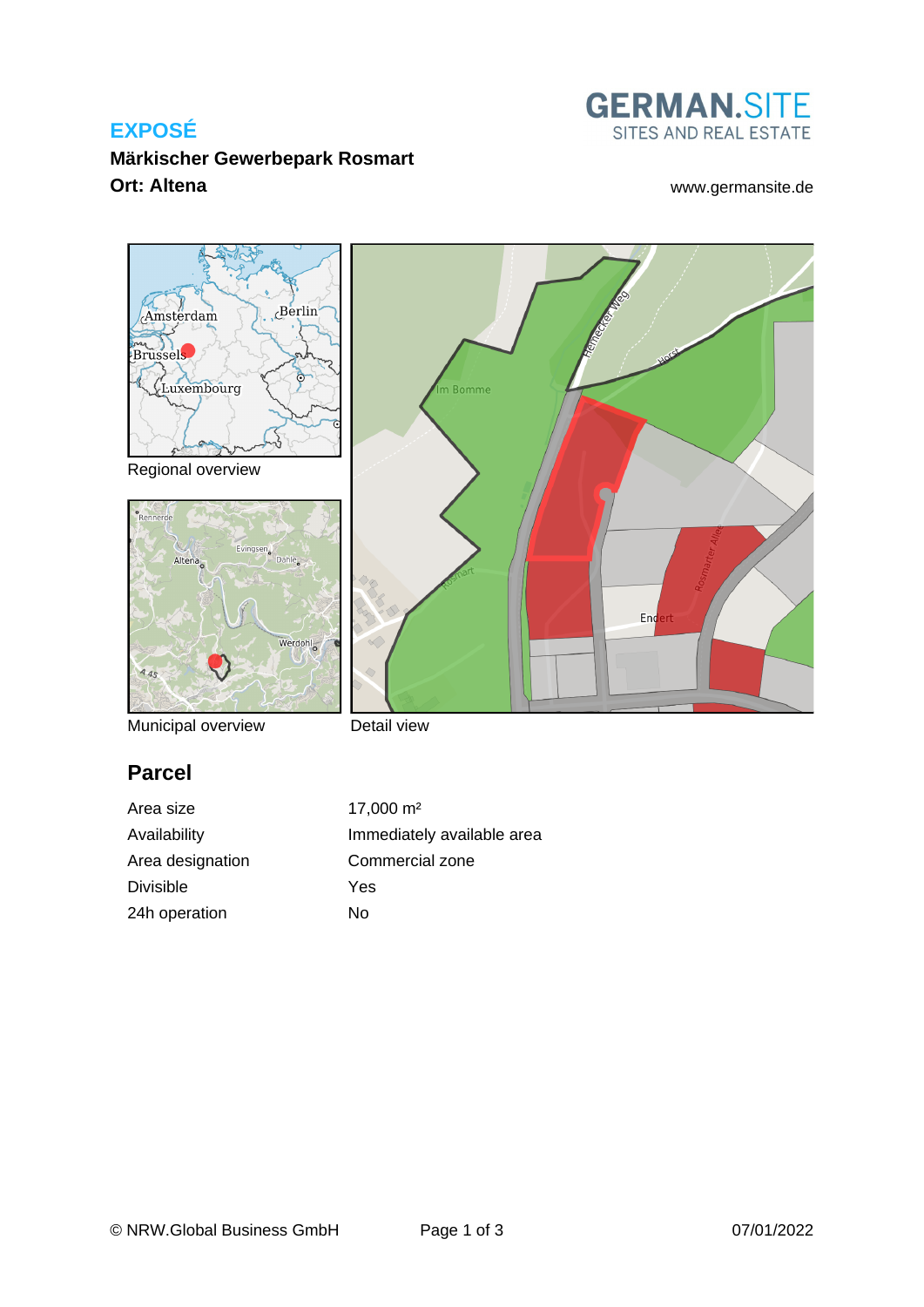# EXPOSÉ

**Märkischer Gewerbepark Rosmart**

**Ort: Altena**

GERMAN.SITE
SITES AND REAL ESTATE

www.germansite.de

Regional overview

Municipal overview

Detail view

## Parcel

| | |
|---|---|
| Area size | 17,000 m² |
| Availability | Immediately available area |
| Area designation | Commercial zone |
| Divisible | Yes |
| 24h operation | No |

© NRW.Global Business GmbH

07/01/2022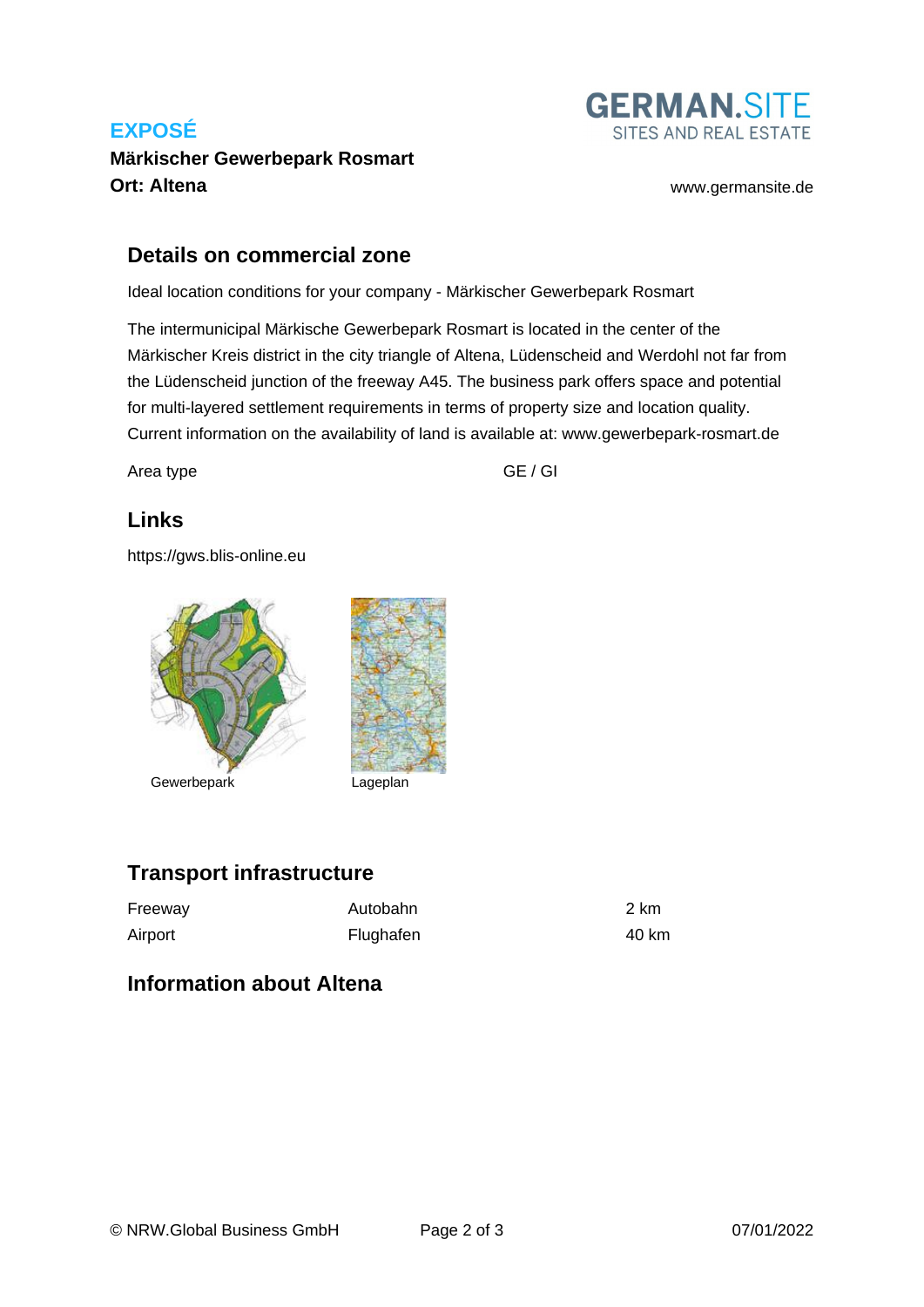# EXPOSÉ

**Märkischer Gewerbepark Rosmart**
**Ort: Altena**

## Details on commercial zone

Ideal location conditions for your company - Märkischer Gewerbepark Rosmart

The intermunicipal Märkische Gewerbepark Rosmart is located in the center of the Märkischer Kreis district in the city triangle of Altena, Lüdenscheid and Werdohl not far from the Lüdenscheid junction of the freeway A45. The business park offers space and potential for multi-layered settlement requirements in terms of property size and location quality. Current information on the availability of land is available at: www.gewerbepark-rosmart.de

| Area type | GE / GI |
| --- | --- |

## Links

https://gws.blis-online.eu

Gewerbepark

Lageplan

## Transport infrastructure

| Freeway | Autobahn | 2 km |
| --- | --- | --- |
| Airport | Flughafen | 40 km |

## Information about Altena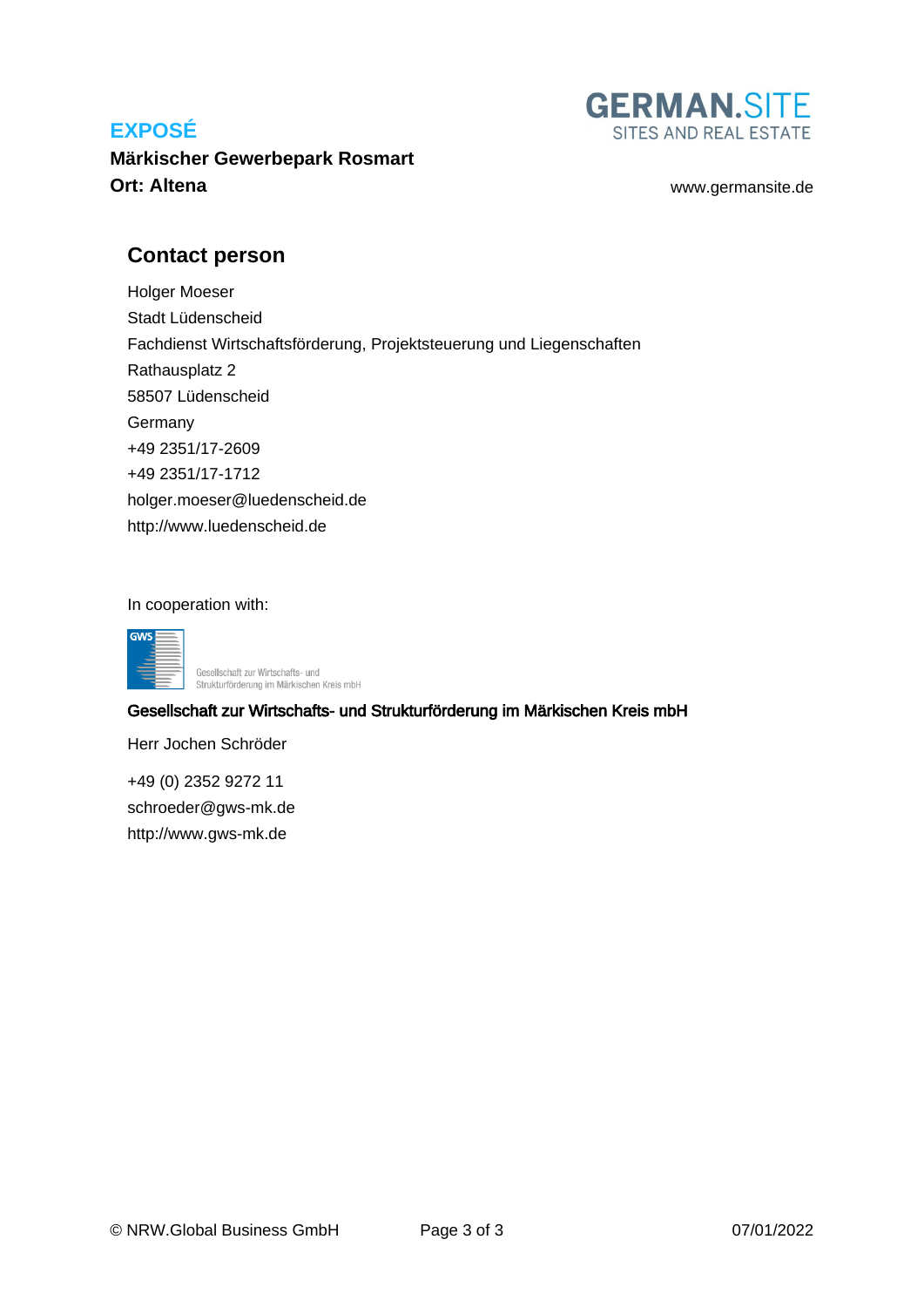## Contact person

Holger Moeser
Stadt Lüdenscheid
Fachdienst Wirtschaftsförderung, Projektsteuerung und Liegenschaften
Rathausplatz 2
58507 Lüdenscheid
Germany
+49 2351/17-2609
+49 2351/17-1712
holger.moeser@luedenscheid.de
http://www.luedenscheid.de

In cooperation with:

GWS Gesellschaft zur Wirtschafts- und Strukturförderung im Märkischen Kreis mbH

**Gesellschaft zur Wirtschafts- und Strukturförderung im Märkischen Kreis mbH**

Herr Jochen Schröder

+49 (0) 2352 9272 11
schroeder@gws-mk.de
http://www.gws-mk.de